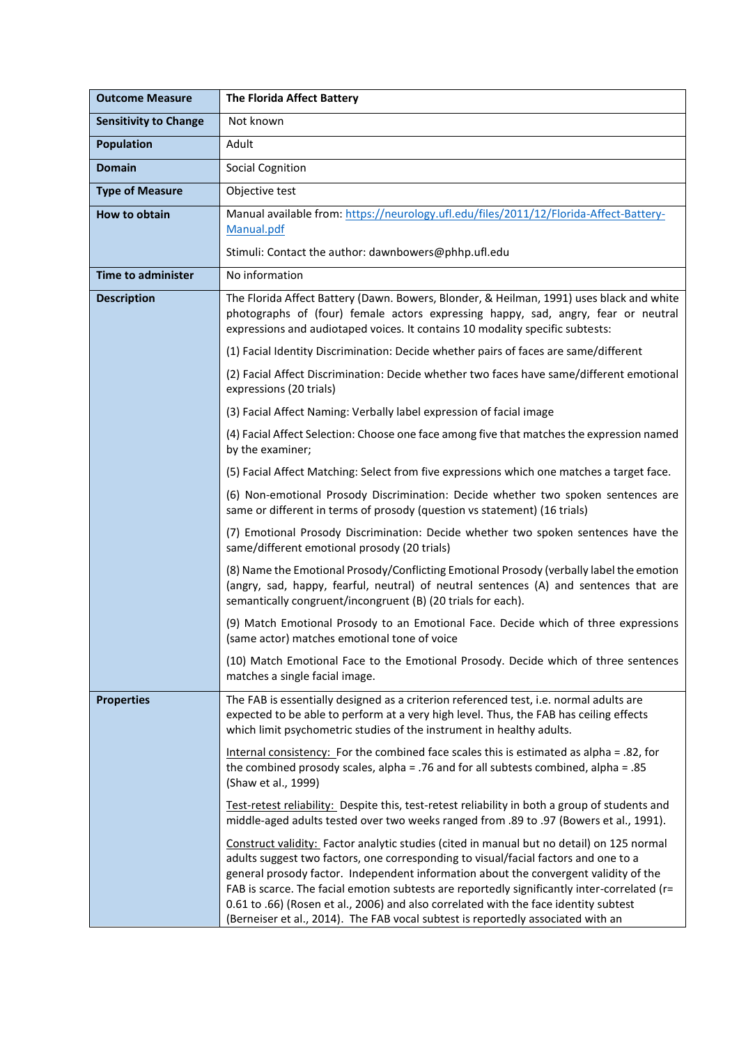| Outcome Measure | The Florida Affect Battery |
|---|---|
| **Sensitivity to Change** | Not known |
| **Population** | Adult |
| **Domain** | Social Cognition |
| **Type of Measure** | Objective test |
| **How to obtain** | Manual available from: [https://neurology.ufl.edu/files/2011/12/Florida-Affect-Battery-Manual.pdf](https://neurology.ufl.edu/files/2011/12/Florida-Affect-Battery-Manual.pdf)<br><br>Stimuli: Contact the author: dawnbowers@phhp.ufl.edu |
| **Time to administer** | No information |
| **Description** | The Florida Affect Battery (Dawn. Bowers, Blonder, & Heilman, 1991) uses black and white photographs of (four) female actors expressing happy, sad, angry, fear or neutral expressions and audiotaped voices. It contains 10 modality specific subtests:<br><br>(1) Facial Identity Discrimination: Decide whether pairs of faces are same/different<br><br>(2) Facial Affect Discrimination: Decide whether two faces have same/different emotional expressions (20 trials)<br><br>(3) Facial Affect Naming: Verbally label expression of facial image<br><br>(4) Facial Affect Selection: Choose one face among five that matches the expression named by the examiner;<br><br>(5) Facial Affect Matching: Select from five expressions which one matches a target face.<br><br>(6) Non-emotional Prosody Discrimination: Decide whether two spoken sentences are same or different in terms of prosody (question vs statement) (16 trials)<br><br>(7) Emotional Prosody Discrimination: Decide whether two spoken sentences have the same/different emotional prosody (20 trials)<br><br>(8) Name the Emotional Prosody/Conflicting Emotional Prosody (verbally label the emotion (angry, sad, happy, fearful, neutral) of neutral sentences (A) and sentences that are semantically congruent/incongruent (B) (20 trials for each).<br><br>(9) Match Emotional Prosody to an Emotional Face. Decide which of three expressions (same actor) matches emotional tone of voice<br><br>(10) Match Emotional Face to the Emotional Prosody. Decide which of three sentences matches a single facial image. |
| **Properties** | The FAB is essentially designed as a criterion referenced test, i.e. normal adults are expected to be able to perform at a very high level. Thus, the FAB has ceiling effects which limit psychometric studies of the instrument in healthy adults.<br><br><u>Internal consistency:</u> For the combined face scales this is estimated as alpha = .82, for the combined prosody scales, alpha = .76 and for all subtests combined, alpha = .85 (Shaw et al., 1999)<br><br><u>Test-retest reliability:</u> Despite this, test-retest reliability in both a group of students and middle-aged adults tested over two weeks ranged from .89 to .97 (Bowers et al., 1991).<br><br><u>Construct validity:</u> Factor analytic studies (cited in manual but no detail) on 125 normal adults suggest two factors, one corresponding to visual/facial factors and one to a general prosody factor. Independent information about the convergent validity of the FAB is scarce. The facial emotion subtests are reportedly significantly inter-correlated (r= 0.61 to .66) (Rosen et al., 2006) and also correlated with the face identity subtest (Berneiser et al., 2014). The FAB vocal subtest is reportedly associated with an |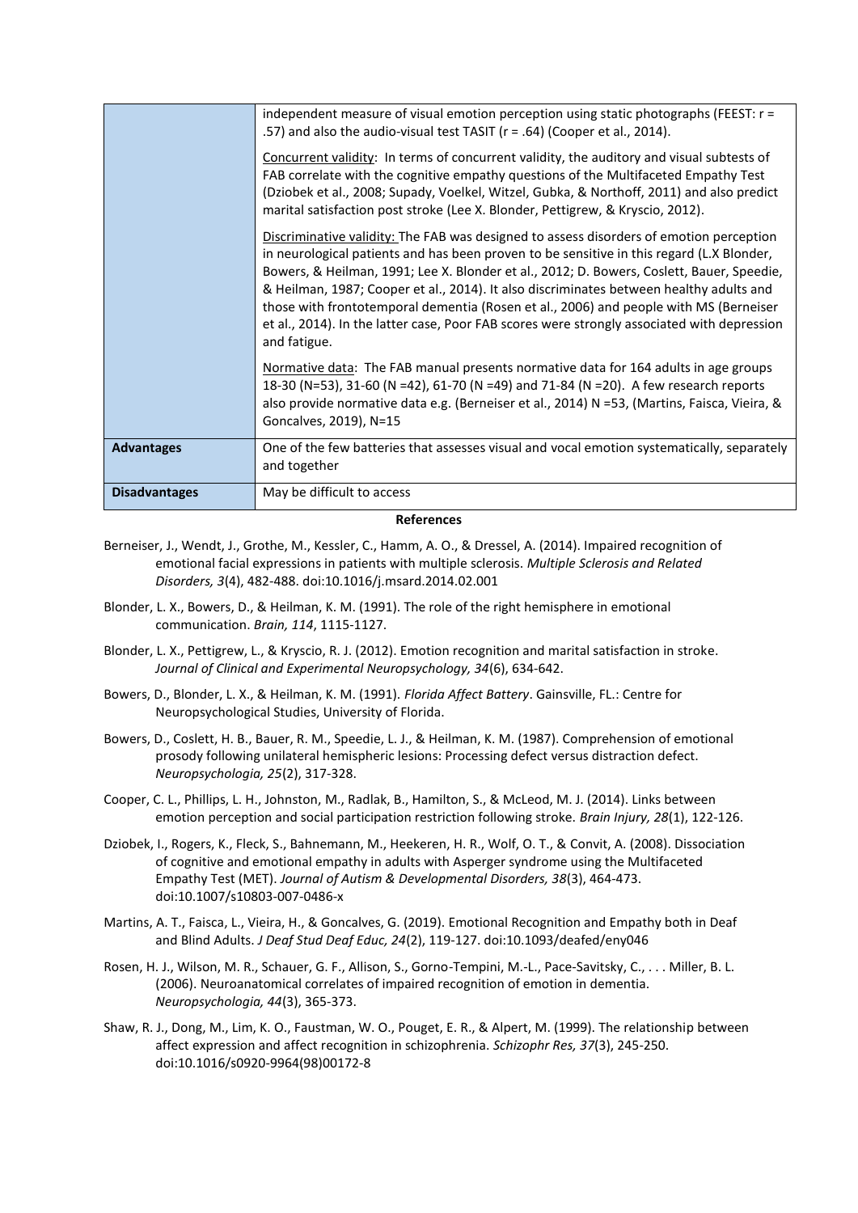|  |  |
|---|---|
|  | independent measure of visual emotion perception using static photographs (FEEST: r = .57) and also the audio-visual test TASIT (r = .64) (Cooper et al., 2014).<br><br>Concurrent validity: In terms of concurrent validity, the auditory and visual subtests of FAB correlate with the cognitive empathy questions of the Multifaceted Empathy Test (Dziobek et al., 2008; Supady, Voelkel, Witzel, Gubka, & Northoff, 2011) and also predict marital satisfaction post stroke (Lee X. Blonder, Pettigrew, & Kryscio, 2012).<br><br>Discriminative validity: The FAB was designed to assess disorders of emotion perception in neurological patients and has been proven to be sensitive in this regard (L.X Blonder, Bowers, & Heilman, 1991; Lee X. Blonder et al., 2012; D. Bowers, Coslett, Bauer, Speedie, & Heilman, 1987; Cooper et al., 2014). It also discriminates between healthy adults and those with frontotemporal dementia (Rosen et al., 2006) and people with MS (Berneiser et al., 2014). In the latter case, Poor FAB scores were strongly associated with depression and fatigue.<br><br>Normative data: The FAB manual presents normative data for 164 adults in age groups 18-30 (N=53), 31-60 (N =42), 61-70 (N =49) and 71-84 (N =20). A few research reports also provide normative data e.g. (Berneiser et al., 2014) N =53, (Martins, Faisca, Vieira, & Goncalves, 2019), N=15 |
| **Advantages** | One of the few batteries that assesses visual and vocal emotion systematically, separately and together |
| **Disadvantages** | May be difficult to access |

**References**

Berneiser, J., Wendt, J., Grothe, M., Kessler, C., Hamm, A. O., & Dressel, A. (2014). Impaired recognition of emotional facial expressions in patients with multiple sclerosis. *Multiple Sclerosis and Related Disorders, 3*(4), 482-488. doi:10.1016/j.msard.2014.02.001

Blonder, L. X., Bowers, D., & Heilman, K. M. (1991). The role of the right hemisphere in emotional communication. *Brain, 114*, 1115-1127.

Blonder, L. X., Pettigrew, L., & Kryscio, R. J. (2012). Emotion recognition and marital satisfaction in stroke. *Journal of Clinical and Experimental Neuropsychology, 34*(6), 634-642.

Bowers, D., Blonder, L. X., & Heilman, K. M. (1991). *Florida Affect Battery*. Gainsville, FL.: Centre for Neuropsychological Studies, University of Florida.

Bowers, D., Coslett, H. B., Bauer, R. M., Speedie, L. J., & Heilman, K. M. (1987). Comprehension of emotional prosody following unilateral hemispheric lesions: Processing defect versus distraction defect. *Neuropsychologia, 25*(2), 317-328.

Cooper, C. L., Phillips, L. H., Johnston, M., Radlak, B., Hamilton, S., & McLeod, M. J. (2014). Links between emotion perception and social participation restriction following stroke. *Brain Injury, 28*(1), 122-126.

Dziobek, I., Rogers, K., Fleck, S., Bahnemann, M., Heekeren, H. R., Wolf, O. T., & Convit, A. (2008). Dissociation of cognitive and emotional empathy in adults with Asperger syndrome using the Multifaceted Empathy Test (MET). *Journal of Autism & Developmental Disorders, 38*(3), 464-473. doi:10.1007/s10803-007-0486-x

Martins, A. T., Faisca, L., Vieira, H., & Goncalves, G. (2019). Emotional Recognition and Empathy both in Deaf and Blind Adults. *J Deaf Stud Deaf Educ, 24*(2), 119-127. doi:10.1093/deafed/eny046

Rosen, H. J., Wilson, M. R., Schauer, G. F., Allison, S., Gorno-Tempini, M.-L., Pace-Savitsky, C., . . . Miller, B. L. (2006). Neuroanatomical correlates of impaired recognition of emotion in dementia. *Neuropsychologia, 44*(3), 365-373.

Shaw, R. J., Dong, M., Lim, K. O., Faustman, W. O., Pouget, E. R., & Alpert, M. (1999). The relationship between affect expression and affect recognition in schizophrenia. *Schizophr Res, 37*(3), 245-250. doi:10.1016/s0920-9964(98)00172-8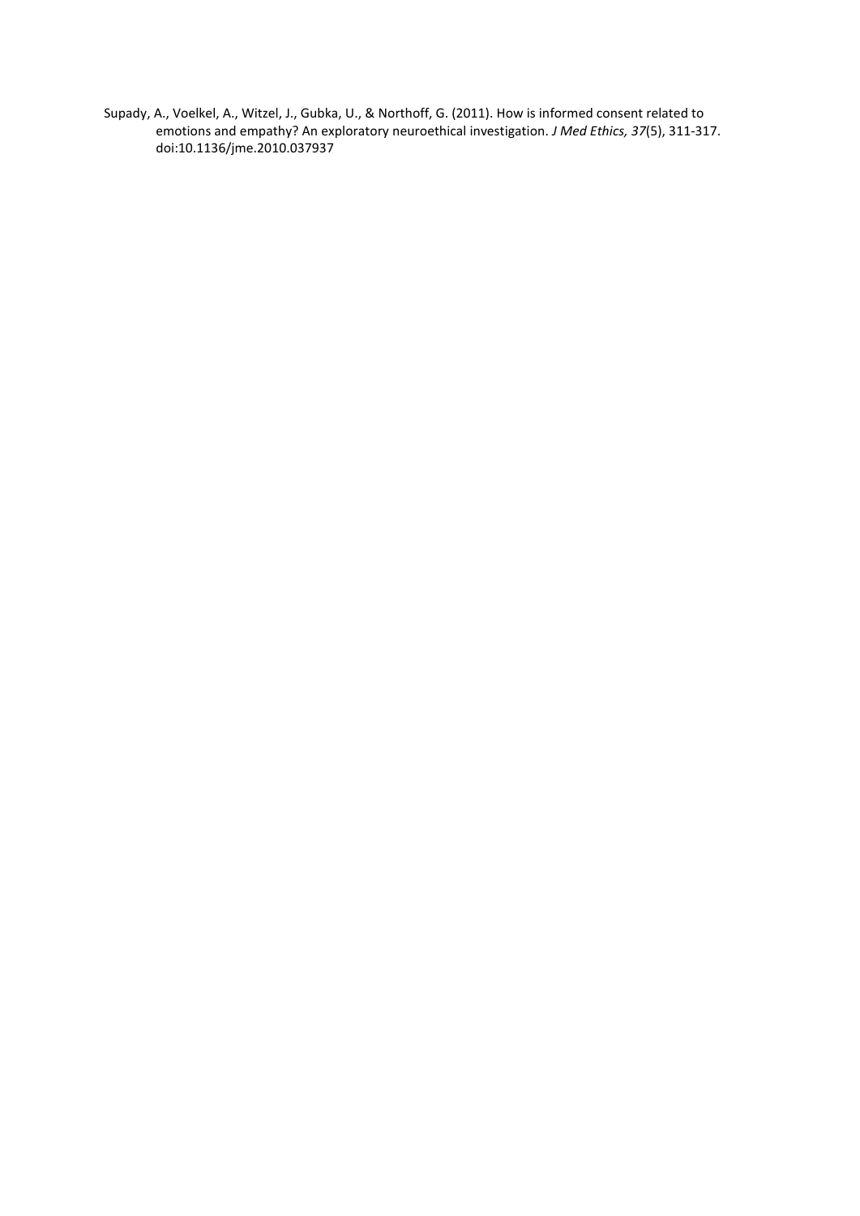Supady, A., Voelkel, A., Witzel, J., Gubka, U., & Northoff, G. (2011). How is informed consent related to emotions and empathy? An exploratory neuroethical investigation. *J Med Ethics, 37*(5), 311-317. doi:10.1136/jme.2010.037937